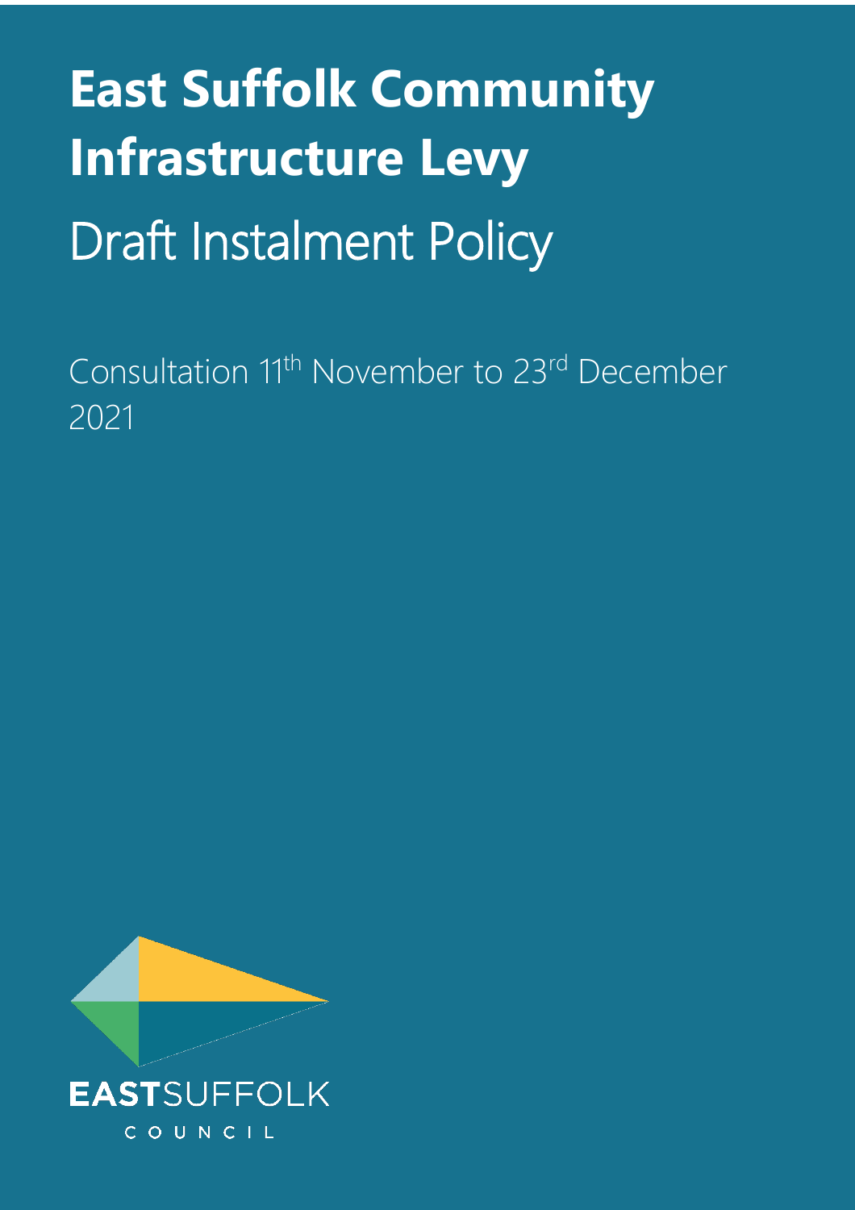# East Suffolk Community Infrastructure Levy

## Draft Instalment Policy

Consultation 11th November to 23rd December 2021

EASTSUFFOLK

COUNCIL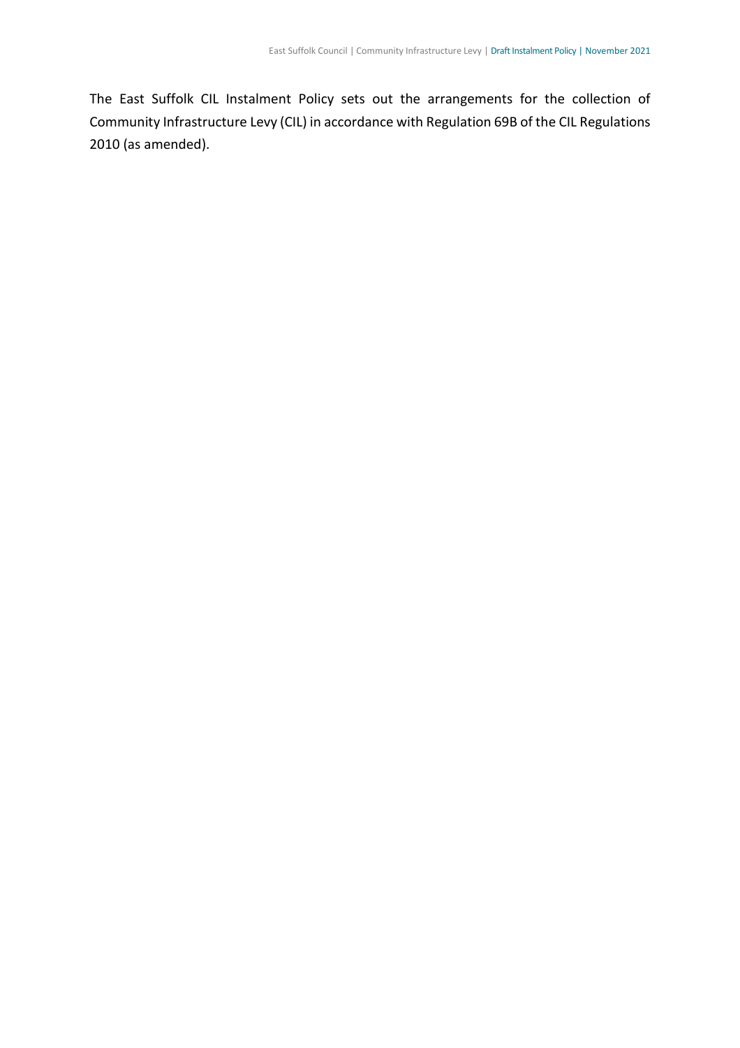The East Suffolk CIL Instalment Policy sets out the arrangements for the collection of Community Infrastructure Levy (CIL) in accordance with Regulation 69B of the CIL Regulations 2010 (as amended).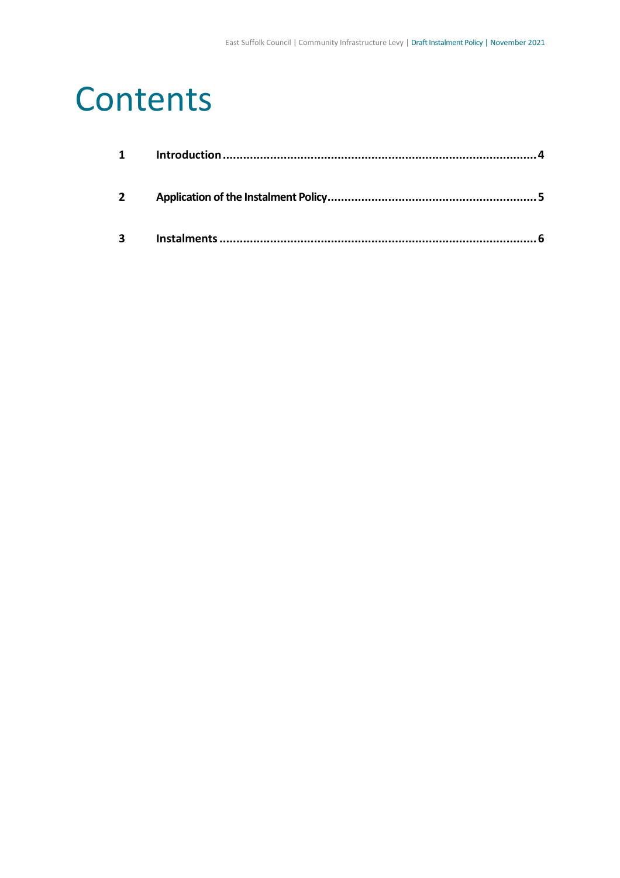# Contents

| | | |
|---|---|---|
| **1** | **Introduction** | **4** |
| **2** | **Application of the Instalment Policy** | **5** |
| **3** | **Instalments** | **6** |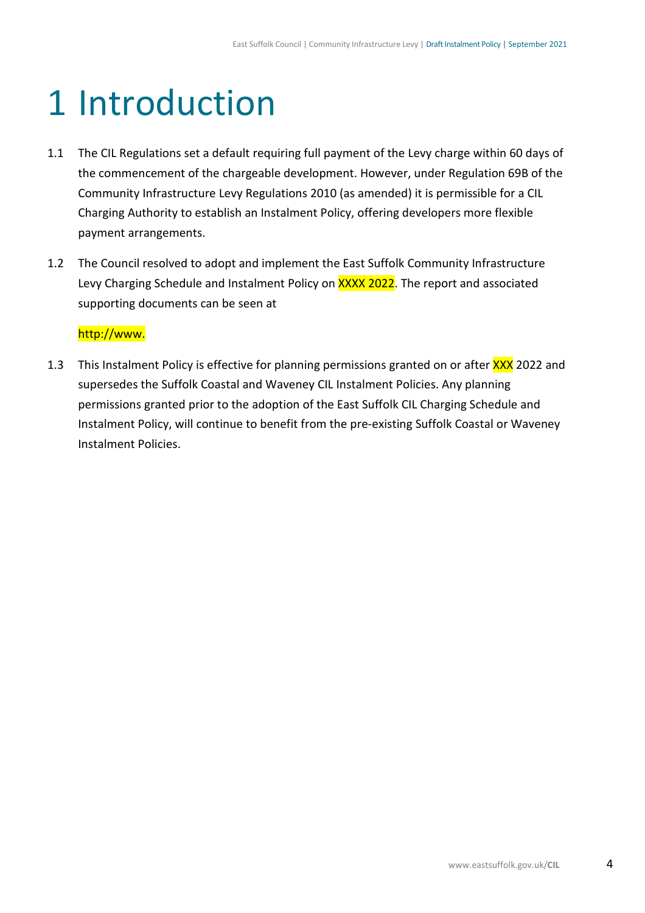# 1 Introduction

1.1 The CIL Regulations set a default requiring full payment of the Levy charge within 60 days of the commencement of the chargeable development. However, under Regulation 69B of the Community Infrastructure Levy Regulations 2010 (as amended) it is permissible for a CIL Charging Authority to establish an Instalment Policy, offering developers more flexible payment arrangements.

1.2 The Council resolved to adopt and implement the East Suffolk Community Infrastructure Levy Charging Schedule and Instalment Policy on XXXX 2022. The report and associated supporting documents can be seen at

http://www.

1.3 This Instalment Policy is effective for planning permissions granted on or after XXX 2022 and supersedes the Suffolk Coastal and Waveney CIL Instalment Policies. Any planning permissions granted prior to the adoption of the East Suffolk CIL Charging Schedule and Instalment Policy, will continue to benefit from the pre-existing Suffolk Coastal or Waveney Instalment Policies.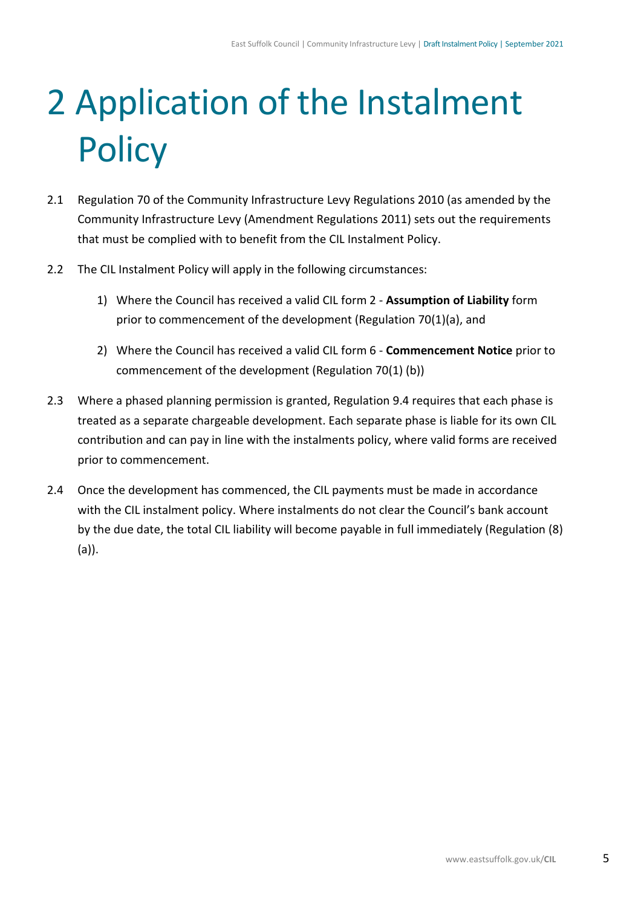# 2 Application of the Instalment Policy

2.1 Regulation 70 of the Community Infrastructure Levy Regulations 2010 (as amended by the Community Infrastructure Levy (Amendment Regulations 2011) sets out the requirements that must be complied with to benefit from the CIL Instalment Policy.

2.2 The CIL Instalment Policy will apply in the following circumstances:

1) Where the Council has received a valid CIL form 2 - **Assumption of Liability** form prior to commencement of the development (Regulation 70(1)(a), and

2) Where the Council has received a valid CIL form 6 - **Commencement Notice** prior to commencement of the development (Regulation 70(1) (b))

2.3 Where a phased planning permission is granted, Regulation 9.4 requires that each phase is treated as a separate chargeable development. Each separate phase is liable for its own CIL contribution and can pay in line with the instalments policy, where valid forms are received prior to commencement.

2.4 Once the development has commenced, the CIL payments must be made in accordance with the CIL instalment policy. Where instalments do not clear the Council's bank account by the due date, the total CIL liability will become payable in full immediately (Regulation (8) (a)).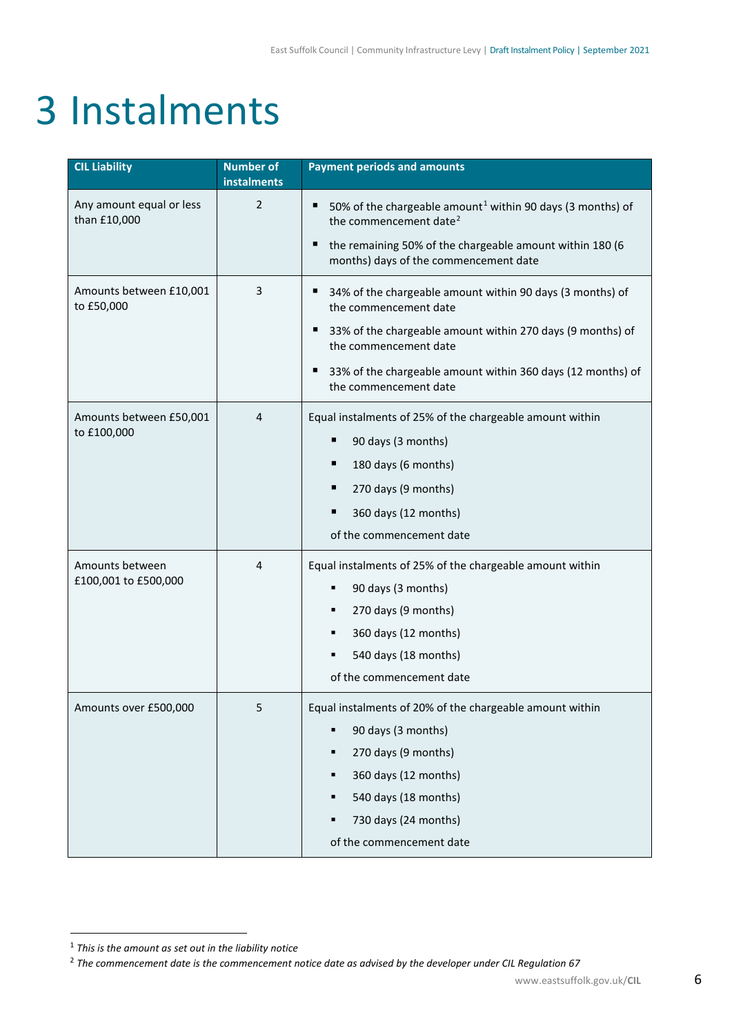# 3 Instalments

| CIL Liability | Number of instalments | Payment periods and amounts |
|---|---|---|
| Any amount equal or less than £10,000 | 2 | ▪ 50% of the chargeable amount[1] within 90 days (3 months) of the commencement date[2]<br>▪ the remaining 50% of the chargeable amount within 180 (6 months) days of the commencement date |
| Amounts between £10,001 to £50,000 | 3 | ▪ 34% of the chargeable amount within 90 days (3 months) of the commencement date<br>▪ 33% of the chargeable amount within 270 days (9 months) of the commencement date<br>▪ 33% of the chargeable amount within 360 days (12 months) of the commencement date |
| Amounts between £50,001 to £100,000 | 4 | Equal instalments of 25% of the chargeable amount within<br>▪ 90 days (3 months)<br>▪ 180 days (6 months)<br>▪ 270 days (9 months)<br>▪ 360 days (12 months)<br>of the commencement date |
| Amounts between £100,001 to £500,000 | 4 | Equal instalments of 25% of the chargeable amount within<br>▪ 90 days (3 months)<br>▪ 270 days (9 months)<br>▪ 360 days (12 months)<br>▪ 540 days (18 months)<br>of the commencement date |
| Amounts over £500,000 | 5 | Equal instalments of 20% of the chargeable amount within<br>▪ 90 days (3 months)<br>▪ 270 days (9 months)<br>▪ 360 days (12 months)<br>▪ 540 days (18 months)<br>▪ 730 days (24 months)<br>of the commencement date |

[1] *This is the amount as set out in the liability notice*

[2] *The commencement date is the commencement notice date as advised by the developer under CIL Regulation 67*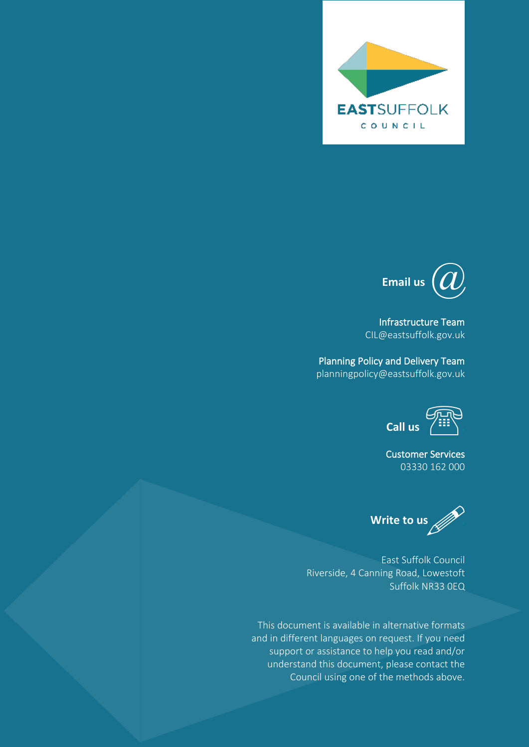EASTSUFFOLK
COUNCIL

**Email us**

Infrastructure Team
CIL@eastsuffolk.gov.uk

Planning Policy and Delivery Team
planningpolicy@eastsuffolk.gov.uk

**Call us**

Customer Services
03330 162 000

**Write to us**

East Suffolk Council
Riverside, 4 Canning Road, Lowestoft
Suffolk NR33 0EQ

This document is available in alternative formats and in different languages on request. If you need support or assistance to help you read and/or understand this document, please contact the Council using one of the methods above.